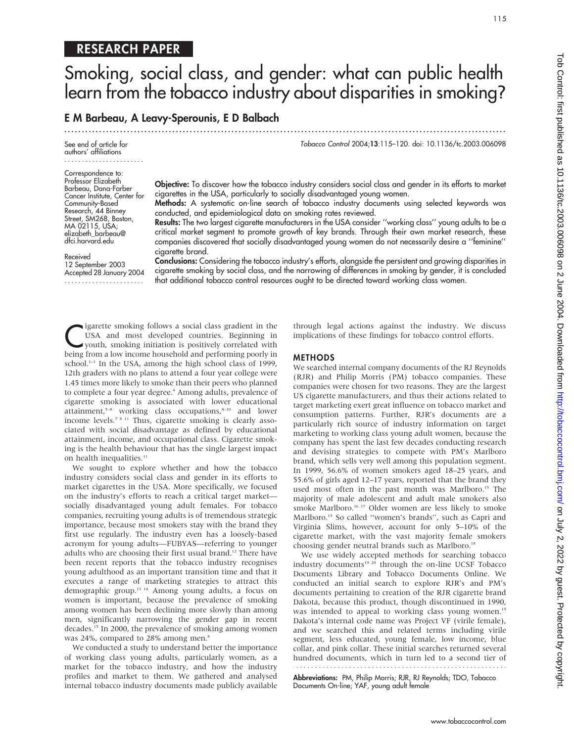RESEARCH PAPER

# Smoking, social class, and gender: what can public health learn from the tobacco industry about disparities in smoking?

**E M Barbeau, A Leavy-Sperounis, E D Balbach**

See end of article for authors' affiliations

Correspondence to: Professor Elizabeth Barbeau, Dana-Farber Cancer Institute, Center for Community-Based Research, 44 Binney Street, SM268, Boston, MA 02115, USA; elizabeth_barbeau@dfci.harvard.edu

Received 12 September 2003
Accepted 28 January 2004

*Tobacco Control* 2004;**13**:115–120. doi: 10.1136/tc.2003.006098

**Objective:** To discover how the tobacco industry considers social class and gender in its efforts to market cigarettes in the USA, particularly to socially disadvantaged young women.

**Methods:** A systematic on-line search of tobacco industry documents using selected keywords was conducted, and epidemiological data on smoking rates reviewed.

**Results:** The two largest cigarette manufacturers in the USA consider "working class" young adults to be a critical market segment to promote growth of key brands. Through their own market research, these companies discovered that socially disadvantaged young women do not necessarily desire a "feminine" cigarette brand.

**Conclusions:** Considering the tobacco industry's efforts, alongside the persistent and growing disparities in cigarette smoking by social class, and the narrowing of differences in smoking by gender, it is concluded that additional tobacco control resources ought to be directed toward working class women.

Cigarette smoking follows a social class gradient in the USA and most developed countries. Beginning in youth, smoking initiation is positively correlated with being from a low income household and performing poorly in school.[1–3] In the USA, among the high school class of 1999, 12th graders with no plans to attend a four year college were 1.45 times more likely to smoke than their peers who planned to complete a four year degree.[4] Among adults, prevalence of cigarette smoking is associated with lower educational attainment,[5–8] working class occupations,[8–10] and lower income levels.[7 8 11] Thus, cigarette smoking is clearly associated with social disadvantage as defined by educational attainment, income, and occupational class. Cigarette smoking is the health behaviour that has the single largest impact on health inequalities.[11]

We sought to explore whether and how the tobacco industry considers social class and gender in its efforts to market cigarettes in the USA. More specifically, we focused on the industry's efforts to reach a critical target market—socially disadvantaged young adult females. For tobacco companies, recruiting young adults is of tremendous strategic importance, because most smokers stay with the brand they first use regularly. The industry even has a loosely-based acronym for young adults—FUBYAS—referring to younger adults who are choosing their first usual brand.[12] There have been recent reports that the tobacco industry recognises young adulthood as an important transition time and that it executes a range of marketing strategies to attract this demographic group.[13 14] Among young adults, a focus on women is important, because the prevalence of smoking among women has been declining more slowly than among men, significantly narrowing the gender gap in recent decades.[15] In 2000, the prevalence of smoking among women was 24%, compared to 28% among men.[8]

We conducted a study to understand better the importance of working class young adults, particularly women, as a market for the tobacco industry, and how the industry profiles and market to them. We gathered and analysed internal tobacco industry documents made publicly available through legal actions against the industry. We discuss implications of these findings for tobacco control efforts.

## METHODS

We searched internal company documents of the RJ Reynolds (RJR) and Philip Morris (PM) tobacco companies. These companies were chosen for two reasons. They are the largest US cigarette manufacturers, and thus their actions related to target marketing exert great influence on tobacco market and consumption patterns. Further, RJR's documents are a particularly rich source of industry information on target marketing to working class young adult women, because the company has spent the last few decades conducting research and devising strategies to compete with PM's Marlboro brand, which sells very well among this population segment. In 1999, 56.6% of women smokers aged 18–25 years, and 55.6% of girls aged 12–17 years, reported that the brand they used most often in the past month was Marlboro.[15] The majority of male adolescent and adult male smokers also smoke Marlboro.[16 17] Older women are less likely to smoke Marlboro.[15] So called "women's brands", such as Capri and Virginia Slims, however, account for only 5–10% of the cigarette market, with the vast majority female smokers choosing gender neutral brands such as Marlboro.[18]

We use widely accepted methods for searching tobacco industry documents[19 20] through the on-line UCSF Tobacco Documents Library and Tobacco Documents Online. We conducted an initial search to explore RJR's and PM's documents pertaining to creation of the RJR cigarette brand Dakota, because this product, though discontinued in 1990, was intended to appeal to working class young women.[15] Dakota's internal code name was Project VF (virile female), and we searched this and related terms including virile segment, less educated, young female, low income, blue collar, and pink collar. These initial searches returned several hundred documents, which in turn led to a second tier of

**Abbreviations:** PM, Philip Morris; RJR, RJ Reynolds; TDO, Tobacco Documents On-line; YAF, young adult female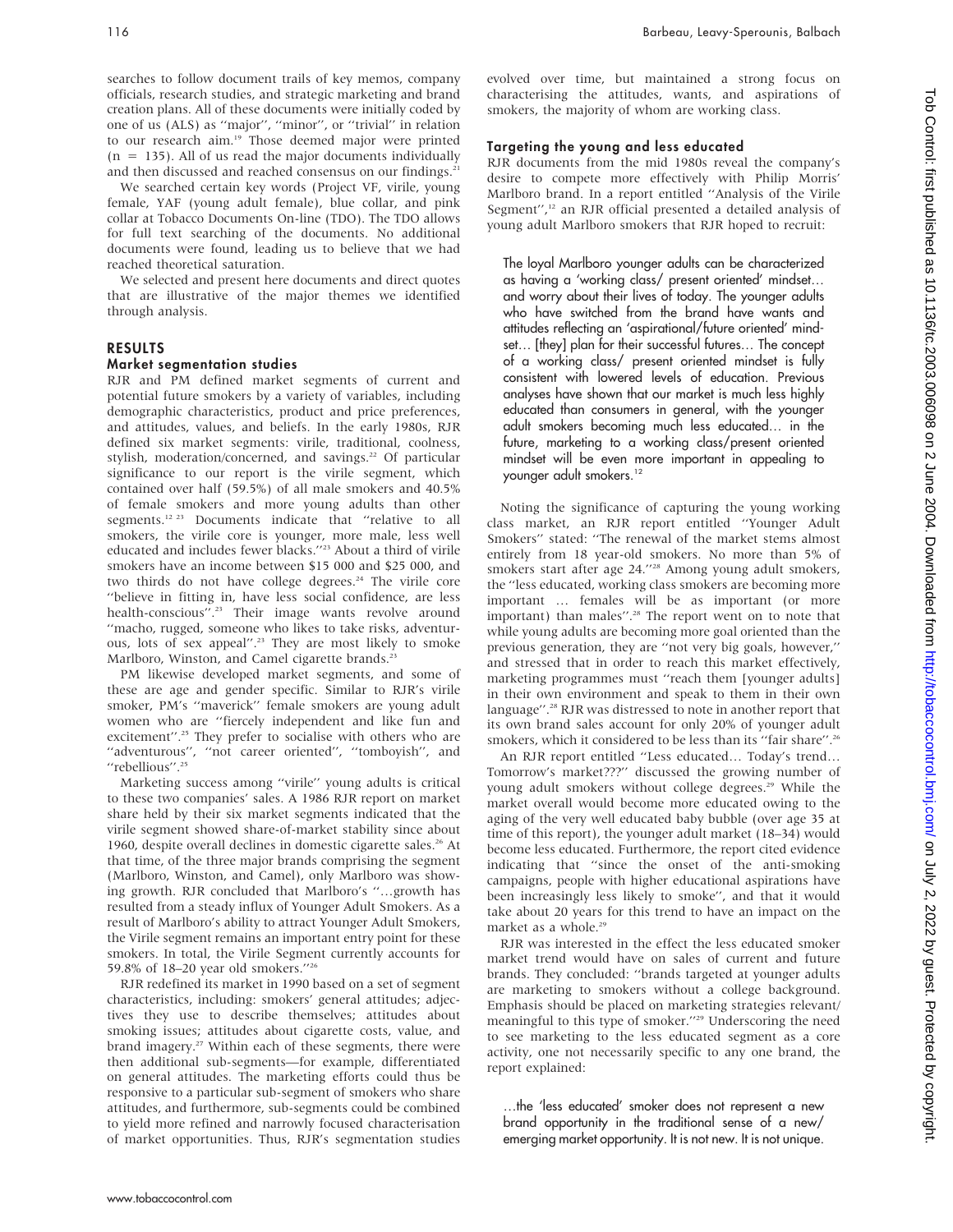searches to follow document trails of key memos, company officials, research studies, and strategic marketing and brand creation plans. All of these documents were initially coded by one of us (ALS) as "major", "minor", or "trivial" in relation to our research aim.[19] Those deemed major were printed (n = 135). All of us read the major documents individually and then discussed and reached consensus on our findings.[21]

We searched certain key words (Project VF, virile, young female, YAF (young adult female), blue collar, and pink collar at Tobacco Documents On-line (TDO). The TDO allows for full text searching of the documents. No additional documents were found, leading us to believe that we had reached theoretical saturation.

We selected and present here documents and direct quotes that are illustrative of the major themes we identified through analysis.

## RESULTS

### Market segmentation studies

RJR and PM defined market segments of current and potential future smokers by a variety of variables, including demographic characteristics, product and price preferences, and attitudes, values, and beliefs. In the early 1980s, RJR defined six market segments: virile, traditional, coolness, stylish, moderation/concerned, and savings.[22] Of particular significance to our report is the virile segment, which contained over half (59.5%) of all male smokers and 40.5% of female smokers and more young adults than other segments.[12,23] Documents indicate that "relative to all smokers, the virile core is younger, more male, less well educated and includes fewer blacks."[23] About a third of virile smokers have an income between $15 000 and $25 000, and two thirds do not have college degrees.[24] The virile core "believe in fitting in, have less social confidence, are less health-conscious".[23] Their image wants revolve around "macho, rugged, someone who likes to take risks, adventurous, lots of sex appeal".[23] They are most likely to smoke Marlboro, Winston, and Camel cigarette brands.[23]

PM likewise developed market segments, and some of these are age and gender specific. Similar to RJR's virile smoker, PM's "maverick" female smokers are young adult women who are "fiercely independent and like fun and excitement".[25] They prefer to socialise with others who are "adventurous", "not career oriented", "tomboyish", and "rebellious".[25]

Marketing success among "virile" young adults is critical to these two companies' sales. A 1986 RJR report on market share held by their six market segments indicated that the virile segment showed share-of-market stability since about 1960, despite overall declines in domestic cigarette sales.[26] At that time, of the three major brands comprising the segment (Marlboro, Winston, and Camel), only Marlboro was showing growth. RJR concluded that Marlboro's "…growth has resulted from a steady influx of Younger Adult Smokers. As a result of Marlboro's ability to attract Younger Adult Smokers, the Virile segment remains an important entry point for these smokers. In total, the Virile Segment currently accounts for 59.8% of 18–20 year old smokers."[26]

RJR redefined its market in 1990 based on a set of segment characteristics, including: smokers' general attitudes; adjectives they use to describe themselves; attitudes about smoking issues; attitudes about cigarette costs, value, and brand imagery.[27] Within each of these segments, there were then additional sub-segments—for example, differentiated on general attitudes. The marketing efforts could thus be responsive to a particular sub-segment of smokers who share attitudes, and furthermore, sub-segments could be combined to yield more refined and narrowly focused characterisation of market opportunities. Thus, RJR's segmentation studies evolved over time, but maintained a strong focus on characterising the attitudes, wants, and aspirations of smokers, the majority of whom are working class.

### Targeting the young and less educated

RJR documents from the mid 1980s reveal the company's desire to compete more effectively with Philip Morris' Marlboro brand. In a report entitled "Analysis of the Virile Segment",[12] an RJR official presented a detailed analysis of young adult Marlboro smokers that RJR hoped to recruit:

> The loyal Marlboro younger adults can be characterized as having a 'working class/ present oriented' mindset… and worry about their lives of today. The younger adults who have switched from the brand have wants and attitudes reflecting an 'aspirational/future oriented' mindset… [they] plan for their successful futures… The concept of a working class/ present oriented mindset is fully consistent with lowered levels of education. Previous analyses have shown that our market is much less highly educated than consumers in general, with the younger adult smokers becoming much less educated… in the future, marketing to a working class/present oriented mindset will be even more important in appealing to younger adult smokers.[12]

Noting the significance of capturing the young working class market, an RJR report entitled "Younger Adult Smokers" stated: "The renewal of the market stems almost entirely from 18 year-old smokers. No more than 5% of smokers start after age 24."[28] Among young adult smokers, the "less educated, working class smokers are becoming more important … females will be as important (or more important) than males".[28] The report went on to note that while young adults are becoming more goal oriented than the previous generation, they are "not very big goals, however," and stressed that in order to reach this market effectively, marketing programmes must "reach them [younger adults] in their own environment and speak to them in their own language".[28] RJR was distressed to note in another report that its own brand sales account for only 20% of younger adult smokers, which it considered to be less than its "fair share".[26]

An RJR report entitled "Less educated… Today's trend… Tomorrow's market???" discussed the growing number of young adult smokers without college degrees.[29] While the market overall would become more educated owing to the aging of the very well educated baby bubble (over age 35 at time of this report), the younger adult market (18–34) would become less educated. Furthermore, the report cited evidence indicating that "since the onset of the anti-smoking campaigns, people with higher educational aspirations have been increasingly less likely to smoke", and that it would take about 20 years for this trend to have an impact on the market as a whole.[29]

RJR was interested in the effect the less educated smoker market trend would have on sales of current and future brands. They concluded: "brands targeted at younger adults are marketing to smokers without a college background. Emphasis should be placed on marketing strategies relevant/ meaningful to this type of smoker."[29] Underscoring the need to see marketing to the less educated segment as a core activity, one not necessarily specific to any one brand, the report explained:

> …the 'less educated' smoker does not represent a new brand opportunity in the traditional sense of a new/ emerging market opportunity. It is not new. It is not unique.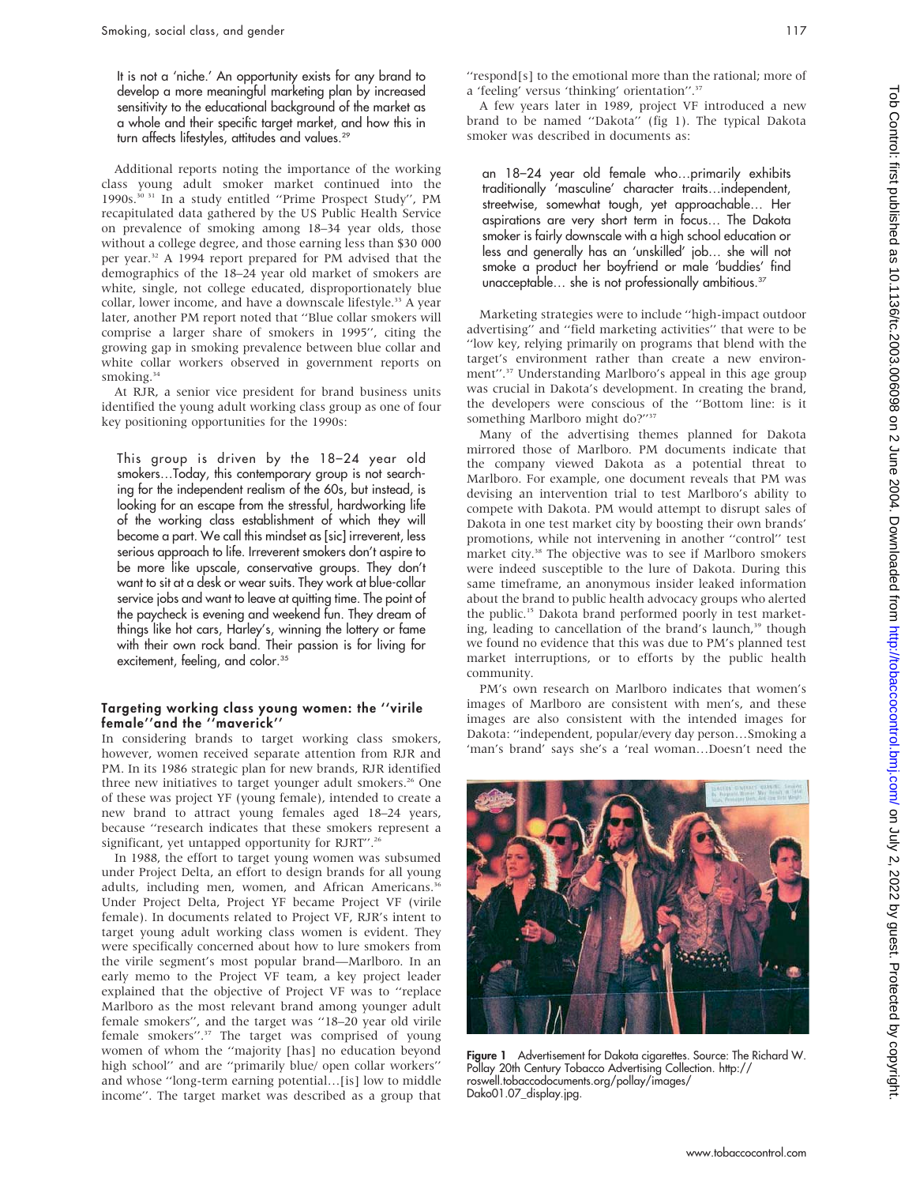It is not a 'niche.' An opportunity exists for any brand to develop a more meaningful marketing plan by increased sensitivity to the educational background of the market as a whole and their specific target market, and how this in turn affects lifestyles, attitudes and values.[29]

Additional reports noting the importance of the working class young adult smoker market continued into the 1990s.[30 31] In a study entitled "Prime Prospect Study", PM recapitulated data gathered by the US Public Health Service on prevalence of smoking among 18–34 year olds, those without a college degree, and those earning less than $30 000 per year.[32] A 1994 report prepared for PM advised that the demographics of the 18–24 year old market of smokers are white, single, not college educated, disproportionately blue collar, lower income, and have a downscale lifestyle.[33] A year later, another PM report noted that "Blue collar smokers will comprise a larger share of smokers in 1995", citing the growing gap in smoking prevalence between blue collar and white collar workers observed in government reports on smoking.[34]

At RJR, a senior vice president for brand business units identified the young adult working class group as one of four key positioning opportunities for the 1990s:

> This group is driven by the 18–24 year old smokers…Today, this contemporary group is not searching for the independent realism of the 60s, but instead, is looking for an escape from the stressful, hardworking life of the working class establishment of which they will become a part. We call this mindset as [sic] irreverent, less serious approach to life. Irreverent smokers don't aspire to be more like upscale, conservative groups. They don't want to sit at a desk or wear suits. They work at blue-collar service jobs and want to leave at quitting time. The point of the paycheck is evening and weekend fun. They dream of things like hot cars, Harley's, winning the lottery or fame with their own rock band. Their passion is for living for excitement, feeling, and color.[35]

### Targeting working class young women: the "virile female" and the "maverick"

In considering brands to target working class smokers, however, women received separate attention from RJR and PM. In its 1986 strategic plan for new brands, RJR identified three new initiatives to target younger adult smokers.[26] One of these was project YF (young female), intended to create a new brand to attract young females aged 18–24 years, because "research indicates that these smokers represent a significant, yet untapped opportunity for RJRT".[26]

In 1988, the effort to target young women was subsumed under Project Delta, an effort to design brands for all young adults, including men, women, and African Americans.[36] Under Project Delta, Project YF became Project VF (virile female). In documents related to Project VF, RJR's intent to target young adult working class women is evident. They were specifically concerned about how to lure smokers from the virile segment's most popular brand—Marlboro. In an early memo to the Project VF team, a key project leader explained that the objective of Project VF was to "replace Marlboro as the most relevant brand among younger adult female smokers", and the target was "18–20 year old virile female smokers".[37] The target was comprised of young women of whom the "majority [has] no education beyond high school" and are "primarily blue/ open collar workers" and whose "long-term earning potential…[is] low to middle income". The target market was described as a group that "respond[s] to the emotional more than the rational; more of a 'feeling' versus 'thinking' orientation".[37]

A few years later in 1989, project VF introduced a new brand to be named "Dakota" (fig 1). The typical Dakota smoker was described in documents as:

> an 18–24 year old female who…primarily exhibits traditionally 'masculine' character traits…independent, streetwise, somewhat tough, yet approachable… Her aspirations are very short term in focus… The Dakota smoker is fairly downscale with a high school education or less and generally has an 'unskilled' job… she will not smoke a product her boyfriend or male 'buddies' find unacceptable… she is not professionally ambitious.[37]

Marketing strategies were to include "high-impact outdoor advertising" and "field marketing activities" that were to be "low key, relying primarily on programs that blend with the target's environment rather than create a new environment".[37] Understanding Marlboro's appeal in this age group was crucial in Dakota's development. In creating the brand, the developers were conscious of the "Bottom line: is it something Marlboro might do?"[37]

Many of the advertising themes planned for Dakota mirrored those of Marlboro. PM documents indicate that the company viewed Dakota as a potential threat to Marlboro. For example, one document reveals that PM was devising an intervention trial to test Marlboro's ability to compete with Dakota. PM would attempt to disrupt sales of Dakota in one test market city by boosting their own brands' promotions, while not intervening in another "control" test market city.[38] The objective was to see if Marlboro smokers were indeed susceptible to the lure of Dakota. During this same timeframe, an anonymous insider leaked information about the brand to public health advocacy groups who alerted the public.[15] Dakota brand performed poorly in test marketing, leading to cancellation of the brand's launch,[39] though we found no evidence that this was due to PM's planned test market interruptions, or to efforts by the public health community.

PM's own research on Marlboro indicates that women's images of Marlboro are consistent with men's, and these images are also consistent with the intended images for Dakota: "independent, popular/every day person…Smoking a 'man's brand' says she's a 'real woman…Doesn't need the

**Figure 1** Advertisement for Dakota cigarettes. Source: The Richard W. Pollay 20th Century Tobacco Advertising Collection. http://roswell.tobaccodocuments.org/pollay/images/Dako01.07_display.jpg.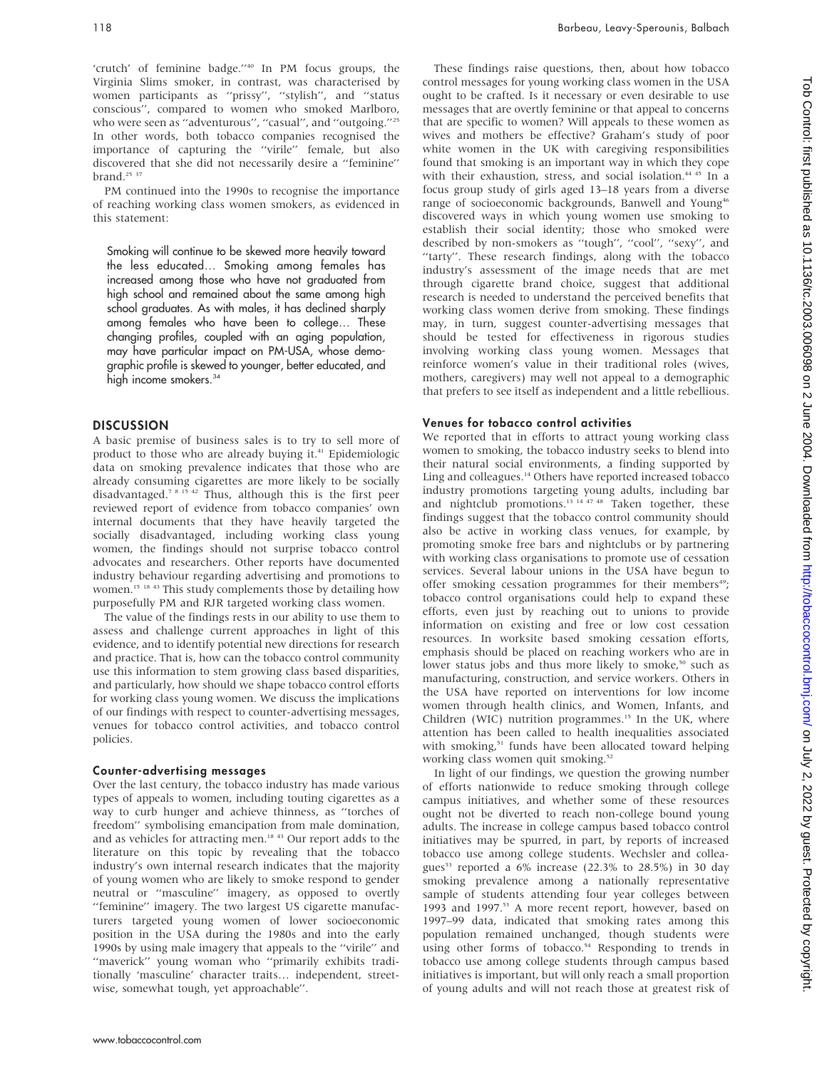'crutch' of feminine badge.''[40] In PM focus groups, the Virginia Slims smoker, in contrast, was characterised by women participants as ''prissy'', ''stylish'', and ''status conscious'', compared to women who smoked Marlboro, who were seen as ''adventurous'', ''casual'', and ''outgoing.''[25] In other words, both tobacco companies recognised the importance of capturing the ''virile'' female, but also discovered that she did not necessarily desire a ''feminine'' brand.[25 37]

PM continued into the 1990s to recognise the importance of reaching working class women smokers, as evidenced in this statement:

> Smoking will continue to be skewed more heavily toward the less educated... Smoking among females has increased among those who have not graduated from high school and remained about the same among high school graduates. As with males, it has declined sharply among females who have been to college... These changing profiles, coupled with an aging population, may have particular impact on PM-USA, whose demographic profile is skewed to younger, better educated, and high income smokers.[34]

## DISCUSSION

A basic premise of business sales is to try to sell more of product to those who are already buying it.[41] Epidemiologic data on smoking prevalence indicates that those who are already consuming cigarettes are more likely to be socially disadvantaged.[7 8 15 42] Thus, although this is the first peer reviewed report of evidence from tobacco companies' own internal documents that they have heavily targeted the socially disadvantaged, including working class young women, the findings should not surprise tobacco control advocates and researchers. Other reports have documented industry behaviour regarding advertising and promotions to women.[15 18 43] This study complements those by detailing how purposefully PM and RJR targeted working class women.

The value of the findings rests in our ability to use them to assess and challenge current approaches in light of this evidence, and to identify potential new directions for research and practice. That is, how can the tobacco control community use this information to stem growing class based disparities, and particularly, how should we shape tobacco control efforts for working class young women. We discuss the implications of our findings with respect to counter-advertising messages, venues for tobacco control activities, and tobacco control policies.

### Counter-advertising messages

Over the last century, the tobacco industry has made various types of appeals to women, including touting cigarettes as a way to curb hunger and achieve thinness, as ''torches of freedom'' symbolising emancipation from male domination, and as vehicles for attracting men.[18 43] Our report adds to the literature on this topic by revealing that the tobacco industry's own internal research indicates that the majority of young women who are likely to smoke respond to gender neutral or ''masculine'' imagery, as opposed to overtly ''feminine'' imagery. The two largest US cigarette manufacturers targeted young women of lower socioeconomic position in the USA during the 1980s and into the early 1990s by using male imagery that appeals to the ''virile'' and ''maverick'' young woman who ''primarily exhibits traditionally 'masculine' character traits... independent, streetwise, somewhat tough, yet approachable''.

These findings raise questions, then, about how tobacco control messages for young working class women in the USA ought to be crafted. Is it necessary or even desirable to use messages that are overtly feminine or that appeal to concerns that are specific to women? Will appeals to these women as wives and mothers be effective? Graham's study of poor white women in the UK with caregiving responsibilities found that smoking is an important way in which they cope with their exhaustion, stress, and social isolation.[44 45] In a focus group study of girls aged 13–18 years from a diverse range of socioeconomic backgrounds, Banwell and Young[46] discovered ways in which young women use smoking to establish their social identity; those who smoked were described by non-smokers as ''tough'', ''cool'', ''sexy'', and ''tarty''. These research findings, along with the tobacco industry's assessment of the image needs that are met through cigarette brand choice, suggest that additional research is needed to understand the perceived benefits that working class women derive from smoking. These findings may, in turn, suggest counter-advertising messages that should be tested for effectiveness in rigorous studies involving working class young women. Messages that reinforce women's value in their traditional roles (wives, mothers, caregivers) may well not appeal to a demographic that prefers to see itself as independent and a little rebellious.

### Venues for tobacco control activities

We reported that in efforts to attract young working class women to smoking, the tobacco industry seeks to blend into their natural social environments, a finding supported by Ling and colleagues.[14] Others have reported increased tobacco industry promotions targeting young adults, including bar and nightclub promotions.[13 14 47 48] Taken together, these findings suggest that the tobacco control community should also be active in working class venues, for example, by promoting smoke free bars and nightclubs or by partnering with working class organisations to promote use of cessation services. Several labour unions in the USA have begun to offer smoking cessation programmes for their members[49]; tobacco control organisations could help to expand these efforts, even just by reaching out to unions to provide information on existing and free or low cost cessation resources. In worksite based smoking cessation efforts, emphasis should be placed on reaching workers who are in lower status jobs and thus more likely to smoke,[50] such as manufacturing, construction, and service workers. Others in the USA have reported on interventions for low income women through health clinics, and Women, Infants, and Children (WIC) nutrition programmes.[15] In the UK, where attention has been called to health inequalities associated with smoking,[51] funds have been allocated toward helping working class women quit smoking.[52]

In light of our findings, we question the growing number of efforts nationwide to reduce smoking through college campus initiatives, and whether some of these resources ought not be diverted to reach non-college bound young adults. The increase in college campus based tobacco control initiatives may be spurred, in part, by reports of increased tobacco use among college students. Wechsler and colleagues[53] reported a 6% increase (22.3% to 28.5%) in 30 day smoking prevalence among a nationally representative sample of students attending four year colleges between 1993 and 1997.[53] A more recent report, however, based on 1997–99 data, indicated that smoking rates among this population remained unchanged, though students were using other forms of tobacco.[54] Responding to trends in tobacco use among college students through campus based initiatives is important, but will only reach a small proportion of young adults and will not reach those at greatest risk of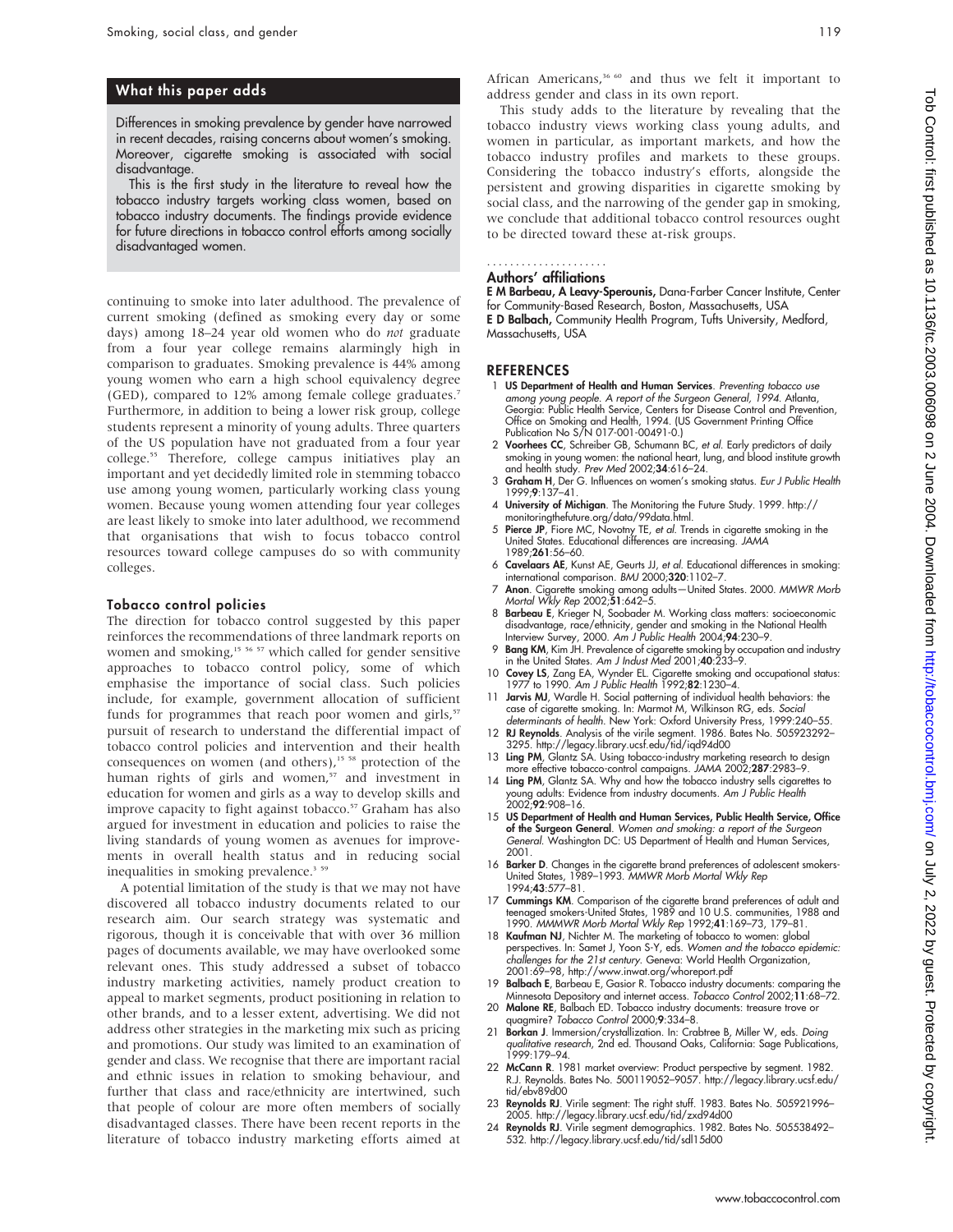## What this paper adds

Differences in smoking prevalence by gender have narrowed in recent decades, raising concerns about women's smoking. Moreover, cigarette smoking is associated with social disadvantage.

This is the first study in the literature to reveal how the tobacco industry targets working class women, based on tobacco industry documents. The findings provide evidence for future directions in tobacco control efforts among socially disadvantaged women.

continuing to smoke into later adulthood. The prevalence of current smoking (defined as smoking every day or some days) among 18–24 year old women who do *not* graduate from a four year college remains alarmingly high in comparison to graduates. Smoking prevalence is 44% among young women who earn a high school equivalency degree (GED), compared to 12% among female college graduates.[7] Furthermore, in addition to being a lower risk group, college students represent a minority of young adults. Three quarters of the US population have not graduated from a four year college.[55] Therefore, college campus initiatives play an important and yet decidedly limited role in stemming tobacco use among young women, particularly working class young women. Because young women attending four year colleges are least likely to smoke into later adulthood, we recommend that organisations that wish to focus tobacco control resources toward college campuses do so with community colleges.

### Tobacco control policies

The direction for tobacco control suggested by this paper reinforces the recommendations of three landmark reports on women and smoking,[15 56 57] which called for gender sensitive approaches to tobacco control policy, some of which emphasise the importance of social class. Such policies include, for example, government allocation of sufficient funds for programmes that reach poor women and girls,[57] pursuit of research to understand the differential impact of tobacco control policies and intervention and their health consequences on women (and others),[15 58] protection of the human rights of girls and women,[57] and investment in education for women and girls as a way to develop skills and improve capacity to fight against tobacco.[57] Graham has also argued for investment in education and policies to raise the living standards of young women as avenues for improvements in overall health status and in reducing social inequalities in smoking prevalence.[3 59]

A potential limitation of the study is that we may not have discovered all tobacco industry documents related to our research aim. Our search strategy was systematic and rigorous, though it is conceivable that with over 36 million pages of documents available, we may have overlooked some relevant ones. This study addressed a subset of tobacco industry marketing activities, namely product creation to appeal to market segments, product positioning in relation to other brands, and to a lesser extent, advertising. We did not address other strategies in the marketing mix such as pricing and promotions. Our study was limited to an examination of gender and class. We recognise that there are important racial and ethnic issues in relation to smoking behaviour, and further that class and race/ethnicity are intertwined, such that people of colour are more often members of socially disadvantaged classes. There have been recent reports in the literature of tobacco industry marketing efforts aimed at African Americans,[36 60] and thus we felt it important to address gender and class in its own report.

This study adds to the literature by revealing that the tobacco industry views working class young adults, and women in particular, as important markets, and how the tobacco industry profiles and markets to these groups. Considering the tobacco industry's efforts, alongside the persistent and growing disparities in cigarette smoking by social class, and the narrowing of the gender gap in smoking, we conclude that additional tobacco control resources ought to be directed toward these at-risk groups.

### Authors' affiliations

**E M Barbeau, A Leavy-Sperounis,** Dana-Farber Cancer Institute, Center for Community-Based Research, Boston, Massachusetts, USA
**E D Balbach,** Community Health Program, Tufts University, Medford, Massachusetts, USA

## REFERENCES

1. **US Department of Health and Human Services**. *Preventing tobacco use among young people. A report of the Surgeon General, 1994*. Atlanta, Georgia: Public Health Service, Centers for Disease Control and Prevention, Office on Smoking and Health, 1994. (US Government Printing Office Publication No S/N 017-001-00491-0.)
2. **Voorhees CC**, Schreiber GB, Schumann BC, *et al*. Early predictors of daily smoking in young women: the national heart, lung, and blood institute growth and health study. *Prev Med* 2002;**34**:616–24.
3. **Graham H**, Der G. Influences on women's smoking status. *Eur J Public Health* 1999;**9**:137–41.
4. **University of Michigan**. The Monitoring the Future Study. 1999. http://monitoringthefuture.org/data/99data.html.
5. **Pierce JP**, Fiore MC, Novotny TE, *et al*. Trends in cigarette smoking in the United States. Educational differences are increasing. *JAMA* 1989;**261**:56–60.
6. **Cavelaars AE**, Kunst AE, Geurts JJ, *et al*. Educational differences in smoking: international comparison. *BMJ* 2000;**320**:1102–7.
7. **Anon**. Cigarette smoking among adults—United States. 2000. *MMWR Morb Mortal Wkly Rep* 2002;**51**:642–5.
8. **Barbeau E**, Krieger N, Soobader M. Working class matters: socioeconomic disadvantage, race/ethnicity, gender and smoking in the National Health Interview Survey, 2000. *Am J Public Health* 2004;**94**:230–9.
9. **Bang KM**, Kim JH. Prevalence of cigarette smoking by occupation and industry in the United States. *Am J Indust Med* 2001;**40**:233–9.
10. **Covey LS**, Zang EA, Wynder EL. Cigarette smoking and occupational status: 1977 to 1990. *Am J Public Health* 1992;**82**:1230–4.
11. **Jarvis MJ**, Wardle H. Social patterning of individual health behaviors: the case of cigarette smoking. In: Marmot M, Wilkinson RG, eds. *Social determinants of health*. New York: Oxford University Press, 1999:240–55.
12. **RJ Reynolds**. Analysis of the virile segment. 1986. Bates No. 505923292–3295. http://legacy.library.ucsf.edu/tid/iqd94d00
13. **Ling PM**, Glantz SA. Using tobacco-industry marketing research to design more effective tobacco-control campaigns. *JAMA* 2002;**287**:2983–9.
14. **Ling PM**, Glantz SA. Why and how the tobacco industry sells cigarettes to young adults: Evidence from industry documents. *Am J Public Health* 2002;**92**:908–16.
15. **US Department of Health and Human Services, Public Health Service, Office of the Surgeon General**. *Women and smoking: a report of the Surgeon General*. Washington DC: US Department of Health and Human Services, 2001.
16. **Barker D**. Changes in the cigarette brand preferences of adolescent smokers-United States, 1989–1993. *MMWR Morb Mortal Wkly Rep* 1994;**43**:577–81.
17. **Cummings KM**. Comparison of the cigarette brand preferences of adult and teenaged smokers-United States, 1989 and 10 U.S. communities, 1988 and 1990. *MMMWR Morb Mortal Wkly Rep* 1992;**41**:169–73, 179–81.
18. **Kaufman NJ**, Nichter M. The marketing of tobacco to women: global perspectives. In: Samet J, Yoon S-Y, eds. *Women and the tobacco epidemic: challenges for the 21st century*. Geneva: World Health Organization, 2001:69–98, http://www.inwat.org/whoreport.pdf
19. **Balbach E**, Barbeau E, Gasior R. Tobacco industry documents: comparing the Minnesota Depository and internet access. *Tobacco Control* 2002;**11**:68–72.
20. **Malone RE**, Balbach ED. Tobacco industry documents: treasure trove or quagmire? *Tobacco Control* 2000;**9**:334–8.
21. **Borkan J**. Immersion/crystallization. In: Crabtree B, Miller W, eds. *Doing qualitative research*, 2nd ed. Thousand Oaks, California: Sage Publications, 1999:179–94.
22. **McCann R**. 1981 market overview: Product perspective by segment. 1982. R.J. Reynolds. Bates No. 500119052–9057. http://legacy.library.ucsf.edu/tid/ebv89d00
23. **Reynolds RJ**. Virile segment: The right stuff. 1983. Bates No. 505921996–2005. http://legacy.library.ucsf.edu/tid/zxd94d00
24. **Reynolds RJ**. Virile segment demographics. 1982. Bates No. 505538492–532. http://legacy.library.ucsf.edu/tid/sdl15d00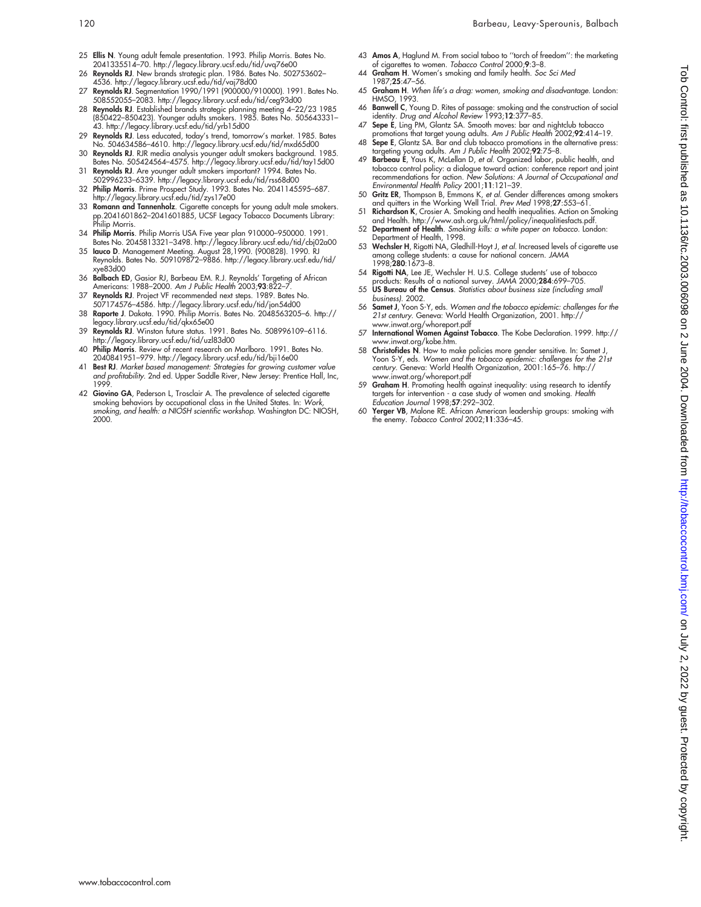25 **Ellis N**. Young adult female presentation. 1993. Philip Morris. Bates No. 2041335514–70. http://legacy.library.ucsf.edu/tid/uvq76e00

26 **Reynolds RJ**. New brands strategic plan. 1986. Bates No. 502753602–4536. http://legacy.library.ucsf.edu/tid/vaj78d00

27 **Reynolds RJ**. Segmentation 1990/1991 (900000/910000). 1991. Bates No. 508552055–2083. http://legacy.library.ucsf.edu/tid/ceg93d00

28 **Reynolds RJ**. Established brands strategic planning meeting 4–22/23 1985 (850422–850423). Younger adults smokers. 1985. Bates No. 505643331–43. http://legacy.library.ucsf.edu/tid/yrb15d00

29 **Reynolds RJ**. Less educated, today's trend, tomorrow's market. 1985. Bates No. 504634586–4610. http://legacy.library.ucsf.edu/tid/mxd65d00

30 **Reynolds RJ**. RJR media analysis younger adult smokers background. 1985. Bates No. 505424564–4575. http://legacy.library.ucsf.edu/tid/tay15d00

31 **Reynolds RJ**. Are younger adult smokers important? 1994. Bates No. 502996233–6339. http://legacy.library.ucsf.edu/tid/rss68d00

32 **Philip Morris**. Prime Prospect Study. 1993. Bates No. 2041145595–687. http://legacy.library.ucsf.edu/tid/zys17e00

33 **Romann and Tannenholz**. Cigarette concepts for young adult male smokers. pp.2041601862–2041601885, UCSF Legacy Tobacco Documents Library: Philip Morris.

34 **Philip Morris**. Philip Morris USA Five year plan 910000–950000. 1991. Bates No. 2045813321–3498. http://legacy.library.ucsf.edu/tid/cbj02a00

35 **Iauco D**. Management Meeting. August 28,1990. (900828). 1990. RJ Reynolds. Bates No. 509109872–9886. http://legacy.library.ucsf.edu/tid/xye83d00

36 **Balbach ED**, Gasior RJ, Barbeau EM. R.J. Reynolds' Targeting of African Americans: 1988–2000. *Am J Public Health* 2003;**93**:822–7.

37 **Reynolds RJ**. Project VF recommended next steps. 1989. Bates No. 507174576–4586. http://legacy.library.ucsf.edu/tid/jon54d00

38 **Raporte J**. Dakota. 1990. Philip Morris. Bates No. 2048563205–6. http://legacy.library.ucsf.edu/tid/qkx65e00

39 **Reynolds RJ**. Winston future status. 1991. Bates No. 508996109–6116. http://legacy.library.ucsf.edu/tid/uzl83d00

40 **Philip Morris**. Review of recent research on Marlboro. 1991. Bates No. 2040841951–979. http://legacy.library.ucsf.edu/tid/bji16e00

41 **Best RJ**. *Market based management: Strategies for growing customer value and profitability*. 2nd ed. Upper Saddle River, New Jersey: Prentice Hall, Inc, 1999.

42 **Giovino GA**, Pederson L, Trosclair A. The prevalence of selected cigarette smoking behaviors by occupational class in the United States. In: *Work, smoking, and health: a NIOSH scientific workshop*. Washington DC: NIOSH, 2000.

43 **Amos A**, Haglund M. From social taboo to ''torch of freedom'': the marketing of cigarettes to women. *Tobacco Control* 2000;**9**:3–8.

44 **Graham H**. Women's smoking and family health. *Soc Sci Med* 1987;**25**:47–56.

45 **Graham H**. *When life's a drag: women, smoking and disadvantage*. London: HMSO, 1993.

46 **Banwell C**, Young D. Rites of passage: smoking and the construction of social identity. *Drug and Alcohol Review* 1993;**12**:377–85.

47 **Sepe E**, Ling PM, Glantz SA. Smooth moves: bar and nightclub tobacco promotions that target young adults. *Am J Public Health* 2002;**92**:414–19.

48 **Sepe E**, Glantz SA. Bar and club tobacco promotions in the alternative press: targeting young adults. *Am J Public Health* 2002;**92**:75–8.

49 **Barbeau E**, Yaus K, McLellan D, *et al*. Organized labor, public health, and tobacco control policy: a dialogue toward action: conference report and joint recommendations for action. *New Solutions: A Journal of Occupational and Environmental Health Policy* 2001;**11**:121–39.

50 **Gritz ER**, Thompson B, Emmons K, *et al*. Gender differences among smokers and quitters in the Working Well Trial. *Prev Med* 1998;**27**:553–61.

51 **Richardson K**, Crosier A. Smoking and health inequalities. Action on Smoking and Health. http://www.ash.org.uk/html/policy/inequalitiesfacts.pdf.

52 **Department of Health**. *Smoking kills: a white paper on tobacco*. London: Department of Health, 1998.

53 **Wechsler H**, Rigotti NA, Gledhill-Hoyt J, *et al*. Increased levels of cigarette use among college students: a cause for national concern. *JAMA* 1998;**280**:1673–8.

54 **Rigotti NA**, Lee JE, Wechsler H. U.S. College students' use of tobacco products: Results of a national survey. *JAMA* 2000;**284**:699–705.

55 **US Bureau of the Census**. *Statistics about business size (including small business)*. 2002.

56 **Samet J**, Yoon S-Y, eds. *Women and the tobacco epidemic: challenges for the 21st century*. Geneva: World Health Organization, 2001. http://www.inwat.org/whoreport.pdf

57 **International Women Against Tobacco**. The Kobe Declaration. 1999. http://www.inwat.org/kobe.htm.

58 **Christofides N**. How to make policies more gender sensitive. In: Samet J, Yoon S-Y, eds. *Women and the tobacco epidemic: challenges for the 21st century*. Geneva: World Health Organization, 2001:165–76. http://www.inwat.org/whoreport.pdf

59 **Graham H**. Promoting health against inequality: using research to identify targets for intervention - a case study of women and smoking. *Health Education Journal* 1998;**57**:292–302.

60 **Yerger VB**, Malone RE. African American leadership groups: smoking with the enemy. *Tobacco Control* 2002;**11**:336–45.